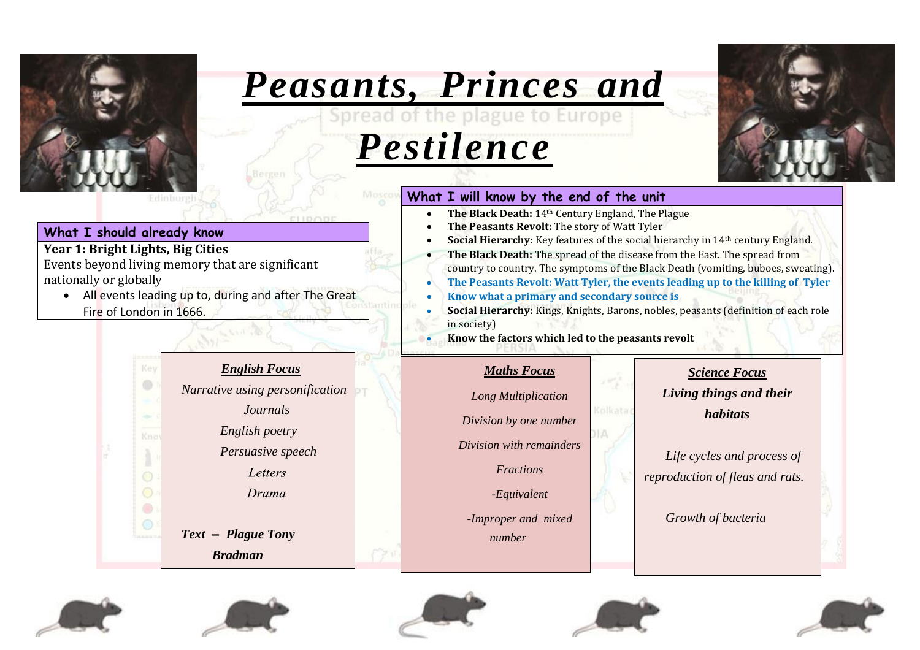# *Peasants, Princes and Pestilence*

## What I should already know

**Year 1: Bright Lights, Big Cities**

Events beyond living memory that are significant nationally or globally

- All events leading up to, during and after The Great Fire of London in 1666.

## What I will know by the end of the unit

- **The Black Death:** 14th Century England, The Plague
- **The Peasants Revolt:** The story of Watt Tyler
- **Social Hierarchy:** Key features of the social hierarchy in 14th century England.
- **The Black Death:** The spread of the disease from the East. The spread from country to country. The symptoms of the Black Death (vomiting, buboes, sweating).
- **The Peasants Revolt: Watt Tyler, the events leading up to the killing of Tyler**
- **Know what a primary and secondary source is**
- **Social Hierarchy:** Kings, Knights, Barons, nobles, peasants (definition of each role in society)
- **Know the factors which led to the peasants revolt**

### ***English Focus***

*Narrative using personification*

*Journals*

*English poetry*

*Persuasive speech*

*Letters*

*Drama*

***Text – Plague Tony Bradman***

### ***Maths Focus***

*Long Multiplication*

*Division by one number*

*Division with remainders*

*Fractions*

*-Equivalent*

*-Improper and mixed number*

### ***Science Focus***

***Living things and their habitats***

*Life cycles and process of reproduction of fleas and rats.*

*Growth of bacteria*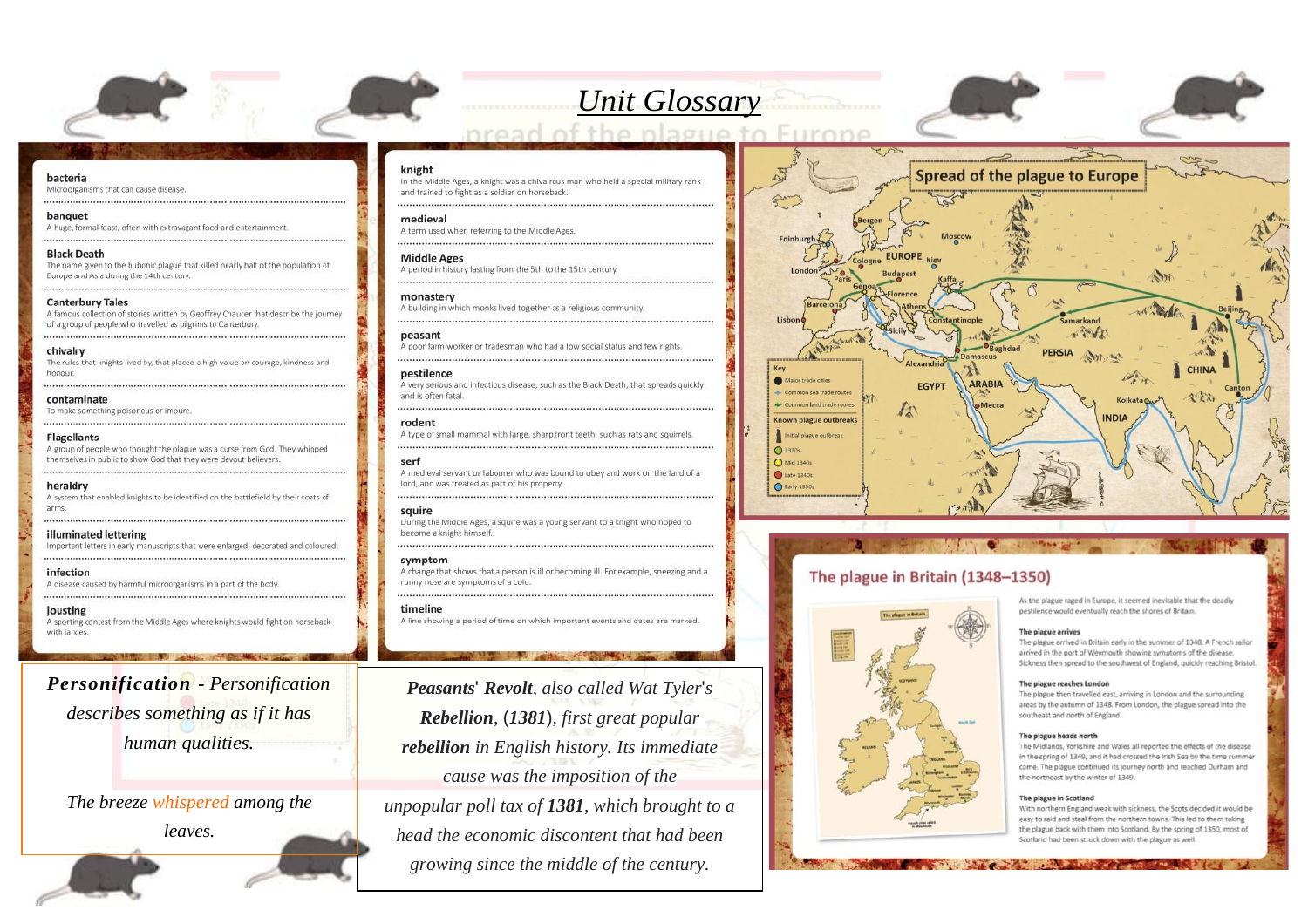# Unit Glossary

**bacteria**
Microorganisms that can cause disease.

**banquet**
A huge, formal feast, often with extravagant food and entertainment.

**Black Death**
The name given to the bubonic plague that killed nearly half of the population of Europe and Asia during the 14th century.

**Canterbury Tales**
A famous collection of stories written by Geoffrey Chaucer that describe the journey of a group of people who travelled as pilgrims to Canterbury.

**chivalry**
The rules that knights lived by, that placed a high value on courage, kindness and honour.

**contaminate**
To make something poisonous or impure.

**Flagellants**
A group of people who thought the plague was a curse from God. They whipped themselves in public to show God that they were devout believers.

**heraldry**
A system that enabled knights to be identified on the battlefield by their coats of arms.

**illuminated lettering**
Important letters in early manuscripts that were enlarged, decorated and coloured.

**infection**
A disease caused by harmful microorganisms in a part of the body.

**jousting**
A sporting contest from the Middle Ages where knights would fight on horseback with lances.

**knight**
In the Middle Ages, a knight was a chivalrous man who held a special military rank and trained to fight as a soldier on horseback.

**medieval**
A term used when referring to the Middle Ages.

**Middle Ages**
A period in history lasting from the 5th to the 15th century.

**monastery**
A building in which monks lived together as a religious community.

**peasant**
A poor farm worker or tradesman who had a low social status and few rights.

**pestilence**
A very serious and infectious disease, such as the Black Death, that spreads quickly and is often fatal.

**rodent**
A type of small mammal with large, sharp front teeth, such as rats and squirrels.

**serf**
A medieval servant or labourer who was bound to obey and work on the land of a lord, and was treated as part of his property.

**squire**
During the Middle Ages, a squire was a young servant to a knight who hoped to become a knight himself.

**symptom**
A change that shows that a person is ill or becoming ill. For example, sneezing and a runny nose are symptoms of a cold.

**timeline**
A line showing a period of time on which important events and dates are marked.

## Spread of the plague to Europe

Key
Major trade cities
Common sea trade routes
Common land trade routes
Known plague outbreaks
Initial plague outbreak
1330s
Mid 1340s
Late 1340s
Early 1350s

Edinburgh, Bergen, Moscow, London, Cologne, EUROPE, Kiev, Paris, Budapest, Genoa, Kaffa, Florence, Barcelona, Athens, Lisbon, Sicily, Constantinople, Samarkand, Beijing, Baghdad, Damascus, PERSIA, Alexandria, CHINA, EGYPT, ARABIA, Canton, Mecca, Kolkata, INDIA

## The plague in Britain (1348–1350)

As the plague raged in Europe, it seemed inevitable that the deadly pestilence would eventually reach the shores of Britain.

**The plague arrives**
The plague arrived in Britain early in the summer of 1348. A French sailor arrived in the port of Weymouth showing symptoms of the disease. Sickness then spread to the southwest of England, quickly reaching Bristol.

**The plague reaches London**
The plague then travelled east, arriving in London and the surrounding areas by the autumn of 1348. From London, the plague spread into the southeast and north of England.

**The plague heads north**
The Midlands, Yorkshire and Wales all reported the effects of the disease in the spring of 1349, and it had crossed the Irish Sea by the time summer came. The plague continued its journey north and reached Durham and the northeast by the winter of 1349.

**The plague in Scotland**
With northern England weak with sickness, the Scots decided it would be easy to raid and steal from the northern towns. This led to them taking the plague back with them into Scotland. By the spring of 1350, most of Scotland had been struck down with the plague as well.

***Personification*** *- Personification describes something as if it has human qualities.*

*The breeze whispered among the leaves.*

***Peasants' Revolt****, also called Wat Tyler's* ***Rebellion****, (****1381****), first great popular* ***rebellion*** *in English history. Its immediate cause was the imposition of the unpopular poll tax of* ***1381****, which brought to a head the economic discontent that had been growing since the middle of the century.*